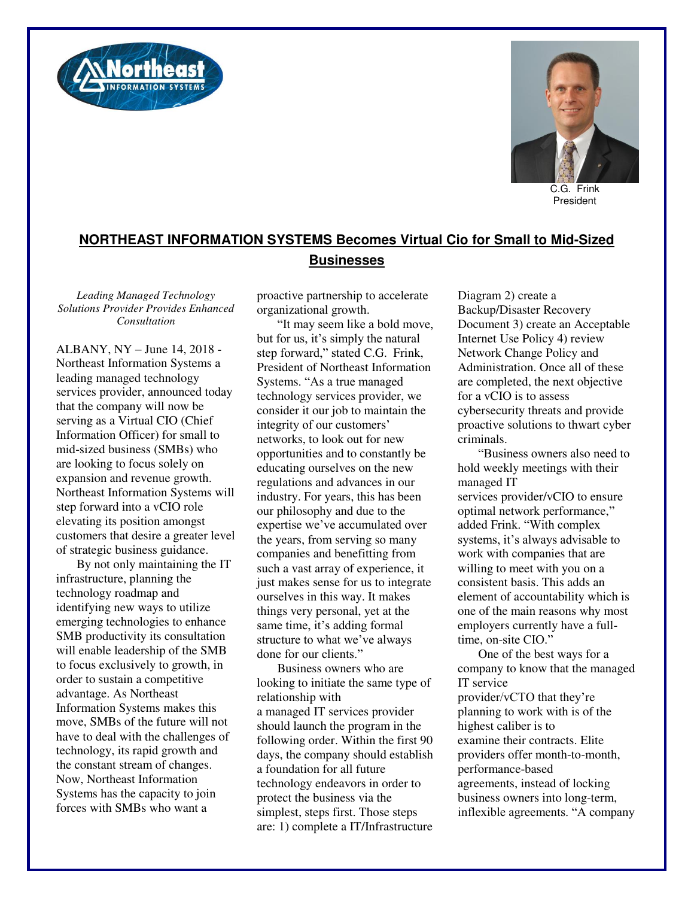C.G. Frink
President

## NORTHEAST INFORMATION SYSTEMS Becomes Virtual Cio for Small to Mid-Sized Businesses

*Leading Managed Technology Solutions Provider Provides Enhanced Consultation*

ALBANY, NY – June 14, 2018 - Northeast Information Systems a leading managed technology services provider, announced today that the company will now be serving as a Virtual CIO (Chief Information Officer) for small to mid-sized business (SMBs) who are looking to focus solely on expansion and revenue growth. Northeast Information Systems will step forward into a vCIO role elevating its position amongst customers that desire a greater level of strategic business guidance.

By not only maintaining the IT infrastructure, planning the technology roadmap and identifying new ways to utilize emerging technologies to enhance SMB productivity its consultation will enable leadership of the SMB to focus exclusively to growth, in order to sustain a competitive advantage. As Northeast Information Systems makes this move, SMBs of the future will not have to deal with the challenges of technology, its rapid growth and the constant stream of changes. Now, Northeast Information Systems has the capacity to join forces with SMBs who want a proactive partnership to accelerate organizational growth.

"It may seem like a bold move, but for us, it's simply the natural step forward," stated C.G. Frink, President of Northeast Information Systems. "As a true managed technology services provider, we consider it our job to maintain the integrity of our customers' networks, to look out for new opportunities and to constantly be educating ourselves on the new regulations and advances in our industry. For years, this has been our philosophy and due to the expertise we've accumulated over the years, from serving so many companies and benefitting from such a vast array of experience, it just makes sense for us to integrate ourselves in this way. It makes things very personal, yet at the same time, it's adding formal structure to what we've always done for our clients."

Business owners who are looking to initiate the same type of relationship with a managed IT services provider should launch the program in the following order. Within the first 90 days, the company should establish a foundation for all future technology endeavors in order to protect the business via the simplest, steps first. Those steps are: 1) complete a IT/Infrastructure Diagram 2) create a Backup/Disaster Recovery Document 3) create an Acceptable Internet Use Policy 4) review Network Change Policy and Administration. Once all of these are completed, the next objective for a vCIO is to assess cybersecurity threats and provide proactive solutions to thwart cyber criminals.

"Business owners also need to hold weekly meetings with their managed IT services provider/vCIO to ensure optimal network performance," added Frink. "With complex systems, it's always advisable to work with companies that are willing to meet with you on a consistent basis. This adds an element of accountability which is one of the main reasons why most employers currently have a full-time, on-site CIO."

One of the best ways for a company to know that the managed IT service provider/vCTO that they're planning to work with is of the highest caliber is to examine their contracts. Elite providers offer month-to-month, performance-based agreements, instead of locking business owners into long-term, inflexible agreements. "A company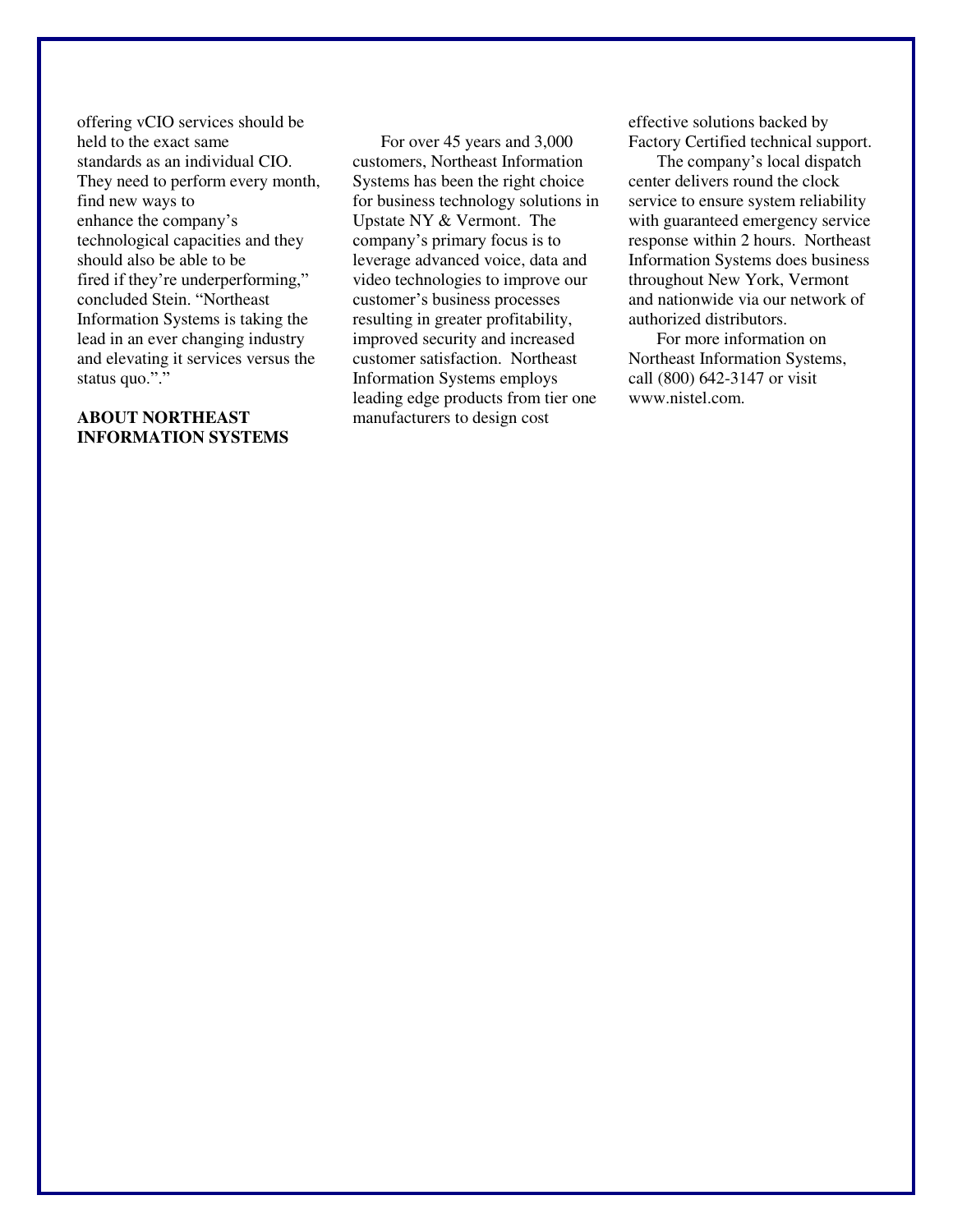offering vCIO services should be held to the exact same standards as an individual CIO. They need to perform every month, find new ways to enhance the company's technological capacities and they should also be able to be fired if they're underperforming," concluded Stein. "Northeast Information Systems is taking the lead in an ever changing industry and elevating it services versus the status quo."."

**ABOUT NORTHEAST INFORMATION SYSTEMS**

For over 45 years and 3,000 customers, Northeast Information Systems has been the right choice for business technology solutions in Upstate NY & Vermont. The company's primary focus is to leverage advanced voice, data and video technologies to improve our customer's business processes resulting in greater profitability, improved security and increased customer satisfaction. Northeast Information Systems employs leading edge products from tier one manufacturers to design cost effective solutions backed by Factory Certified technical support.

The company's local dispatch center delivers round the clock service to ensure system reliability with guaranteed emergency service response within 2 hours. Northeast Information Systems does business throughout New York, Vermont and nationwide via our network of authorized distributors.

For more information on Northeast Information Systems, call (800) 642-3147 or visit www.nistel.com.